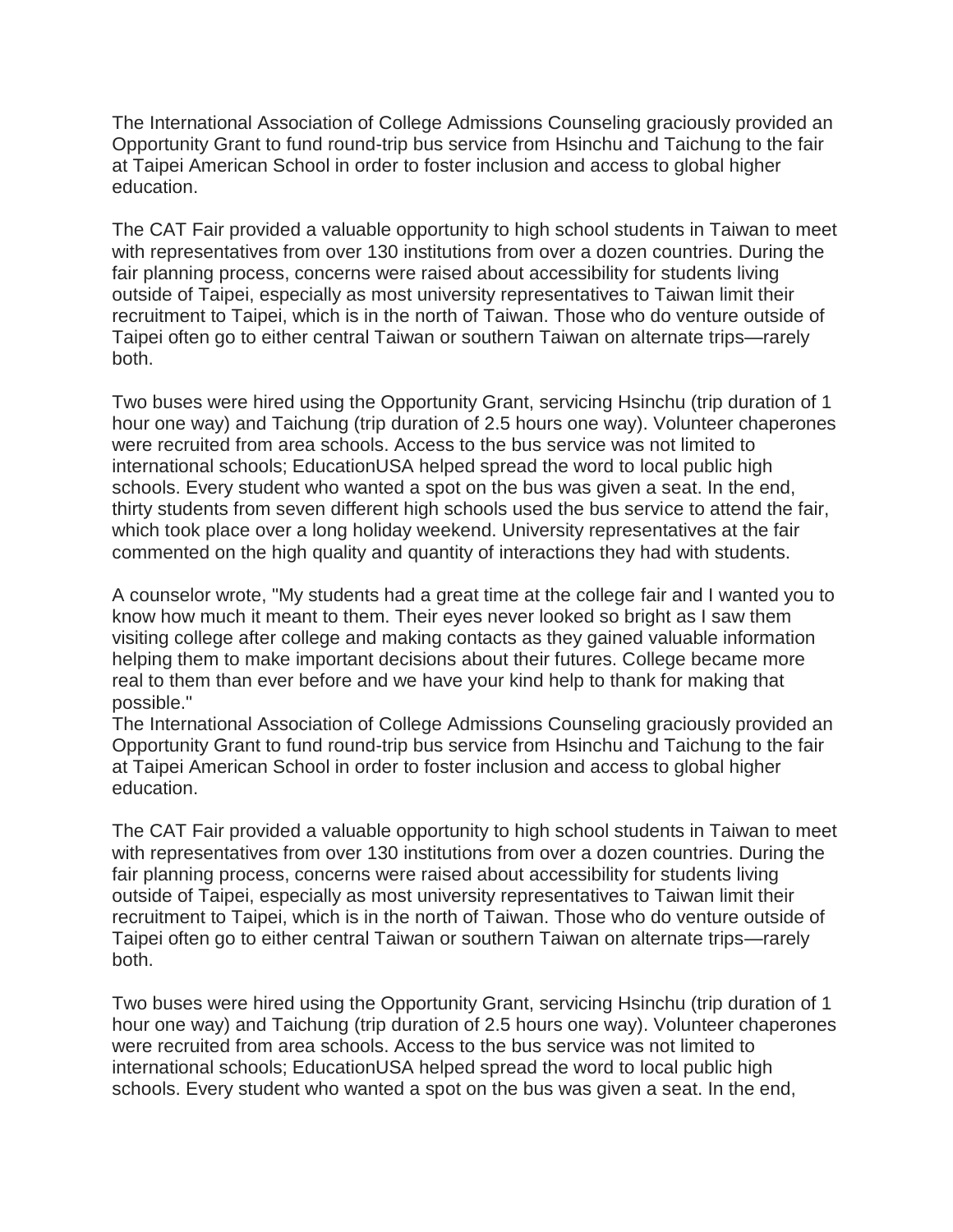The International Association of College Admissions Counseling graciously provided an Opportunity Grant to fund round-trip bus service from Hsinchu and Taichung to the fair at Taipei American School in order to foster inclusion and access to global higher education.

The CAT Fair provided a valuable opportunity to high school students in Taiwan to meet with representatives from over 130 institutions from over a dozen countries. During the fair planning process, concerns were raised about accessibility for students living outside of Taipei, especially as most university representatives to Taiwan limit their recruitment to Taipei, which is in the north of Taiwan. Those who do venture outside of Taipei often go to either central Taiwan or southern Taiwan on alternate trips—rarely both.

Two buses were hired using the Opportunity Grant, servicing Hsinchu (trip duration of 1 hour one way) and Taichung (trip duration of 2.5 hours one way). Volunteer chaperones were recruited from area schools. Access to the bus service was not limited to international schools; EducationUSA helped spread the word to local public high schools. Every student who wanted a spot on the bus was given a seat. In the end, thirty students from seven different high schools used the bus service to attend the fair, which took place over a long holiday weekend. University representatives at the fair commented on the high quality and quantity of interactions they had with students.

A counselor wrote, "My students had a great time at the college fair and I wanted you to know how much it meant to them. Their eyes never looked so bright as I saw them visiting college after college and making contacts as they gained valuable information helping them to make important decisions about their futures. College became more real to them than ever before and we have your kind help to thank for making that possible."
The International Association of College Admissions Counseling graciously provided an Opportunity Grant to fund round-trip bus service from Hsinchu and Taichung to the fair at Taipei American School in order to foster inclusion and access to global higher education.

The CAT Fair provided a valuable opportunity to high school students in Taiwan to meet with representatives from over 130 institutions from over a dozen countries. During the fair planning process, concerns were raised about accessibility for students living outside of Taipei, especially as most university representatives to Taiwan limit their recruitment to Taipei, which is in the north of Taiwan. Those who do venture outside of Taipei often go to either central Taiwan or southern Taiwan on alternate trips—rarely both.

Two buses were hired using the Opportunity Grant, servicing Hsinchu (trip duration of 1 hour one way) and Taichung (trip duration of 2.5 hours one way). Volunteer chaperones were recruited from area schools. Access to the bus service was not limited to international schools; EducationUSA helped spread the word to local public high schools. Every student who wanted a spot on the bus was given a seat. In the end,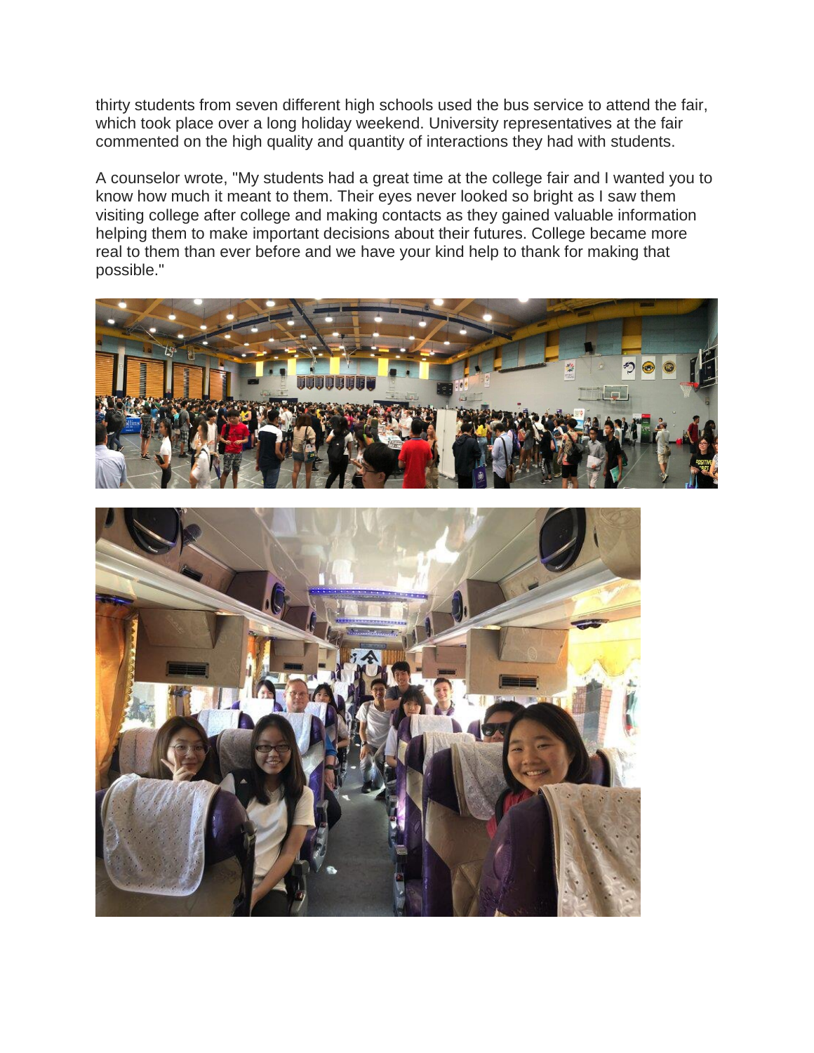thirty students from seven different high schools used the bus service to attend the fair, which took place over a long holiday weekend. University representatives at the fair commented on the high quality and quantity of interactions they had with students.

A counselor wrote, "My students had a great time at the college fair and I wanted you to know how much it meant to them. Their eyes never looked so bright as I saw them visiting college after college and making contacts as they gained valuable information helping them to make important decisions about their futures. College became more real to them than ever before and we have your kind help to thank for making that possible."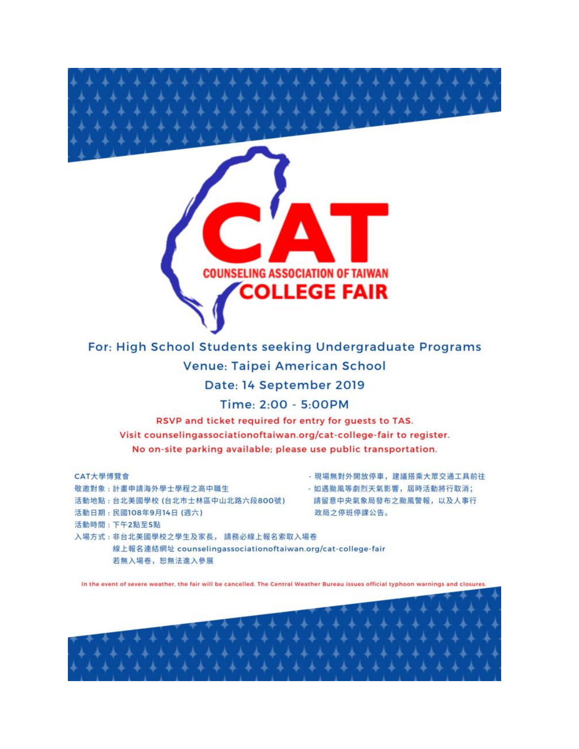# CAT

## COUNSELING ASSOCIATION OF TAIWAN COLLEGE FAIR

**For: High School Students seeking Undergraduate Programs**

**Venue: Taipei American School**

**Date: 14 September 2019**

**Time: 2:00 - 5:00PM**

RSVP and ticket required for entry for guests to TAS.
Visit counselingassociationoftaiwan.org/cat-college-fair to register.
No on-site parking available; please use public transportation.

CAT大學博覽會
敬邀對象：計畫申請海外學士學程之高中職生
活動地點：台北美國學校 (台北市士林區中山北路六段800號)
活動日期：民國108年9月14日 (週六)
活動時間：下午2點至5點
入場方式：非台北美國學校之學生及家長，請務必線上報名索取入場卷
線上報名連結網址 counselingassociationoftaiwan.org/cat-college-fair
若無入場卷，恕無法進入參展

- 現場無對外開放停車，建議搭乘大眾交通工具前往
- 如遇颱風等劇烈天氣影響，屆時活動將行取消；請留意中央氣象局發布之颱風警報，以及人事行政局之停班停課公告。

In the event of severe weather, the fair will be cancelled. The Central Weather Bureau issues official typhoon warnings and closures.